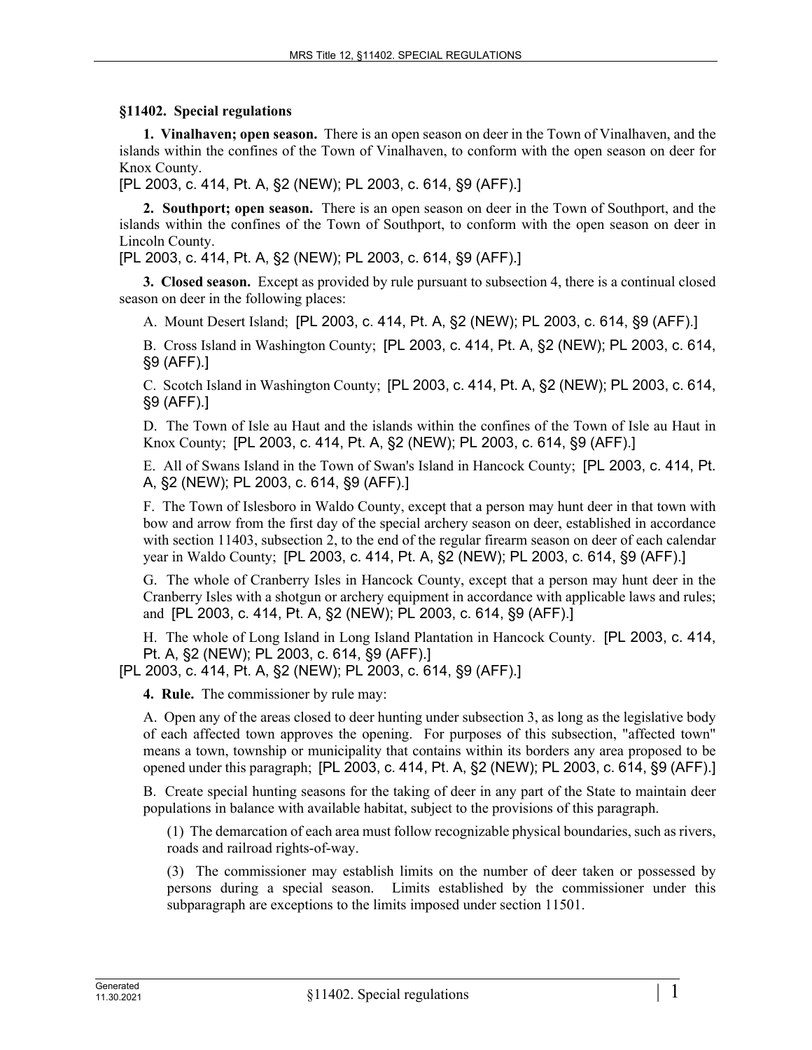## §11402. Special regulations

**1. Vinalhaven; open season.** There is an open season on deer in the Town of Vinalhaven, and the islands within the confines of the Town of Vinalhaven, to conform with the open season on deer for Knox County.

[PL 2003, c. 414, Pt. A, §2 (NEW); PL 2003, c. 614, §9 (AFF).]

**2. Southport; open season.** There is an open season on deer in the Town of Southport, and the islands within the confines of the Town of Southport, to conform with the open season on deer in Lincoln County.

[PL 2003, c. 414, Pt. A, §2 (NEW); PL 2003, c. 614, §9 (AFF).]

**3. Closed season.** Except as provided by rule pursuant to subsection 4, there is a continual closed season on deer in the following places:

A. Mount Desert Island; [PL 2003, c. 414, Pt. A, §2 (NEW); PL 2003, c. 614, §9 (AFF).]

B. Cross Island in Washington County; [PL 2003, c. 414, Pt. A, §2 (NEW); PL 2003, c. 614, §9 (AFF).]

C. Scotch Island in Washington County; [PL 2003, c. 414, Pt. A, §2 (NEW); PL 2003, c. 614, §9 (AFF).]

D. The Town of Isle au Haut and the islands within the confines of the Town of Isle au Haut in Knox County; [PL 2003, c. 414, Pt. A, §2 (NEW); PL 2003, c. 614, §9 (AFF).]

E. All of Swans Island in the Town of Swan's Island in Hancock County; [PL 2003, c. 414, Pt. A, §2 (NEW); PL 2003, c. 614, §9 (AFF).]

F. The Town of Islesboro in Waldo County, except that a person may hunt deer in that town with bow and arrow from the first day of the special archery season on deer, established in accordance with section 11403, subsection 2, to the end of the regular firearm season on deer of each calendar year in Waldo County; [PL 2003, c. 414, Pt. A, §2 (NEW); PL 2003, c. 614, §9 (AFF).]

G. The whole of Cranberry Isles in Hancock County, except that a person may hunt deer in the Cranberry Isles with a shotgun or archery equipment in accordance with applicable laws and rules; and [PL 2003, c. 414, Pt. A, §2 (NEW); PL 2003, c. 614, §9 (AFF).]

H. The whole of Long Island in Long Island Plantation in Hancock County. [PL 2003, c. 414, Pt. A, §2 (NEW); PL 2003, c. 614, §9 (AFF).]

[PL 2003, c. 414, Pt. A, §2 (NEW); PL 2003, c. 614, §9 (AFF).]

**4. Rule.** The commissioner by rule may:

A. Open any of the areas closed to deer hunting under subsection 3, as long as the legislative body of each affected town approves the opening. For purposes of this subsection, "affected town" means a town, township or municipality that contains within its borders any area proposed to be opened under this paragraph; [PL 2003, c. 414, Pt. A, §2 (NEW); PL 2003, c. 614, §9 (AFF).]

B. Create special hunting seasons for the taking of deer in any part of the State to maintain deer populations in balance with available habitat, subject to the provisions of this paragraph.

(1) The demarcation of each area must follow recognizable physical boundaries, such as rivers, roads and railroad rights-of-way.

(3) The commissioner may establish limits on the number of deer taken or possessed by persons during a special season. Limits established by the commissioner under this subparagraph are exceptions to the limits imposed under section 11501.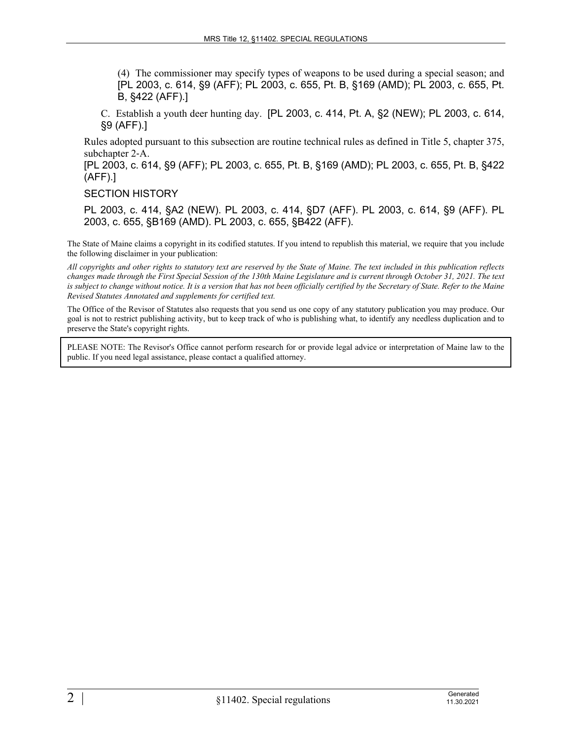(4) The commissioner may specify types of weapons to be used during a special season; and [PL 2003, c. 614, §9 (AFF); PL 2003, c. 655, Pt. B, §169 (AMD); PL 2003, c. 655, Pt. B, §422 (AFF).]

C. Establish a youth deer hunting day. [PL 2003, c. 414, Pt. A, §2 (NEW); PL 2003, c. 614, §9 (AFF).]

Rules adopted pursuant to this subsection are routine technical rules as defined in Title 5, chapter 375, subchapter 2-A.

[PL 2003, c. 614, §9 (AFF); PL 2003, c. 655, Pt. B, §169 (AMD); PL 2003, c. 655, Pt. B, §422 (AFF).]

SECTION HISTORY

PL 2003, c. 414, §A2 (NEW). PL 2003, c. 414, §D7 (AFF). PL 2003, c. 614, §9 (AFF). PL 2003, c. 655, §B169 (AMD). PL 2003, c. 655, §B422 (AFF).

The State of Maine claims a copyright in its codified statutes. If you intend to republish this material, we require that you include the following disclaimer in your publication:

*All copyrights and other rights to statutory text are reserved by the State of Maine. The text included in this publication reflects changes made through the First Special Session of the 130th Maine Legislature and is current through October 31, 2021. The text is subject to change without notice. It is a version that has not been officially certified by the Secretary of State. Refer to the Maine Revised Statutes Annotated and supplements for certified text.*

The Office of the Revisor of Statutes also requests that you send us one copy of any statutory publication you may produce. Our goal is not to restrict publishing activity, but to keep track of who is publishing what, to identify any needless duplication and to preserve the State's copyright rights.

PLEASE NOTE: The Revisor's Office cannot perform research for or provide legal advice or interpretation of Maine law to the public. If you need legal assistance, please contact a qualified attorney.